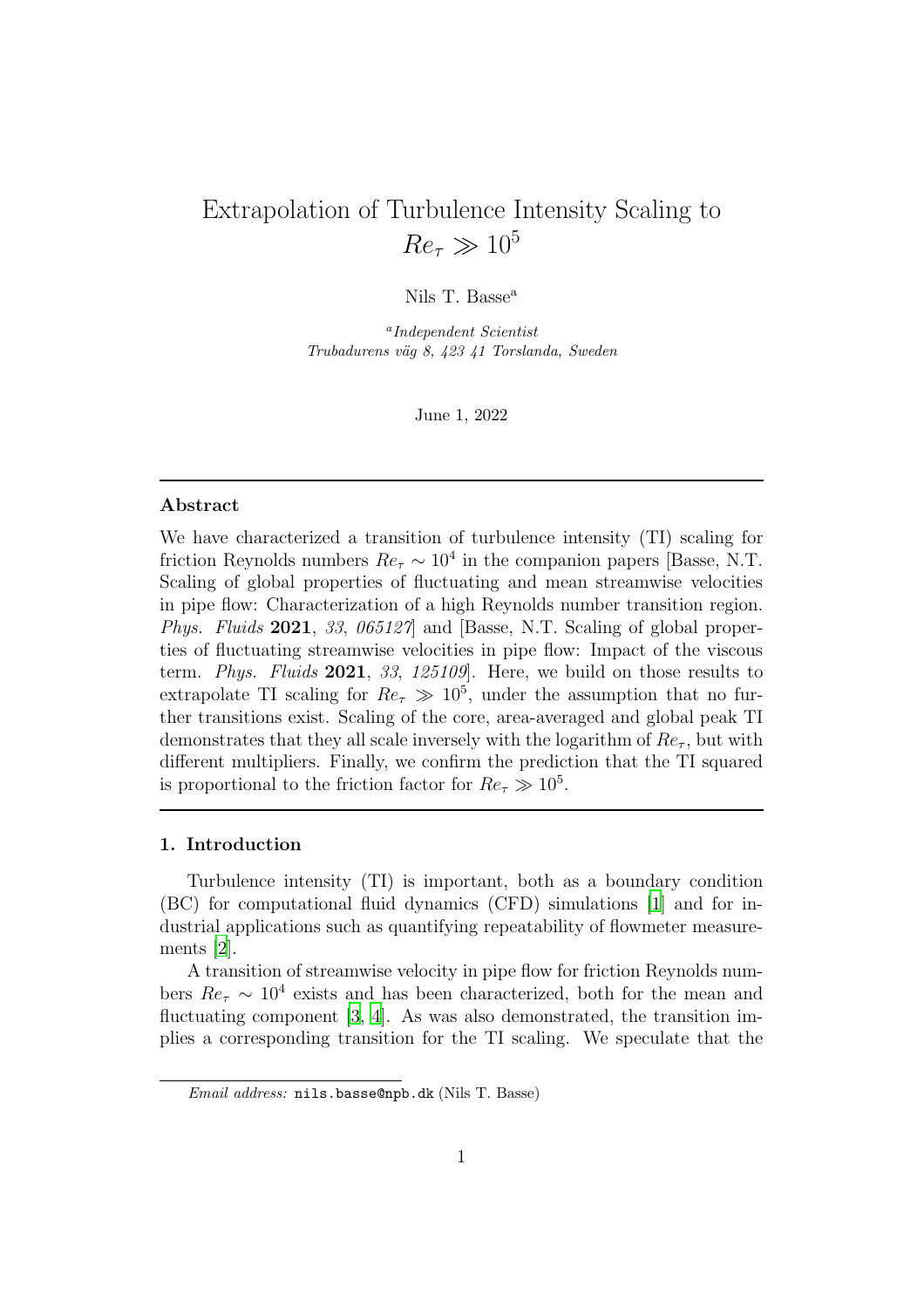# Extrapolation of Turbulence Intensity Scaling to $Re_\tau \gg 10^5$

Nils T. Basse[a]

[a] *Independent Scientist*
*Trubadurens väg 8, 423 41 Torslanda, Sweden*

June 1, 2022

## Abstract

We have characterized a transition of turbulence intensity (TI) scaling for friction Reynolds numbers $Re_\tau \sim 10^4$ in the companion papers [Basse, N.T. Scaling of global properties of fluctuating and mean streamwise velocities in pipe flow: Characterization of a high Reynolds number transition region. *Phys. Fluids* **2021**, *33*, *065127*] and [Basse, N.T. Scaling of global properties of fluctuating streamwise velocities in pipe flow: Impact of the viscous term. *Phys. Fluids* **2021**, *33*, *125109*]. Here, we build on those results to extrapolate TI scaling for $Re_\tau \gg 10^5$, under the assumption that no further transitions exist. Scaling of the core, area-averaged and global peak TI demonstrates that they all scale inversely with the logarithm of $Re_\tau$, but with different multipliers. Finally, we confirm the prediction that the TI squared is proportional to the friction factor for $Re_\tau \gg 10^5$.

## 1. Introduction

Turbulence intensity (TI) is important, both as a boundary condition (BC) for computational fluid dynamics (CFD) simulations [1] and for industrial applications such as quantifying repeatability of flowmeter measurements [2].

A transition of streamwise velocity in pipe flow for friction Reynolds numbers $Re_\tau \sim 10^4$ exists and has been characterized, both for the mean and fluctuating component [3, 4]. As was also demonstrated, the transition implies a corresponding transition for the TI scaling. We speculate that the

*Email address:* nils.basse@npb.dk (Nils T. Basse)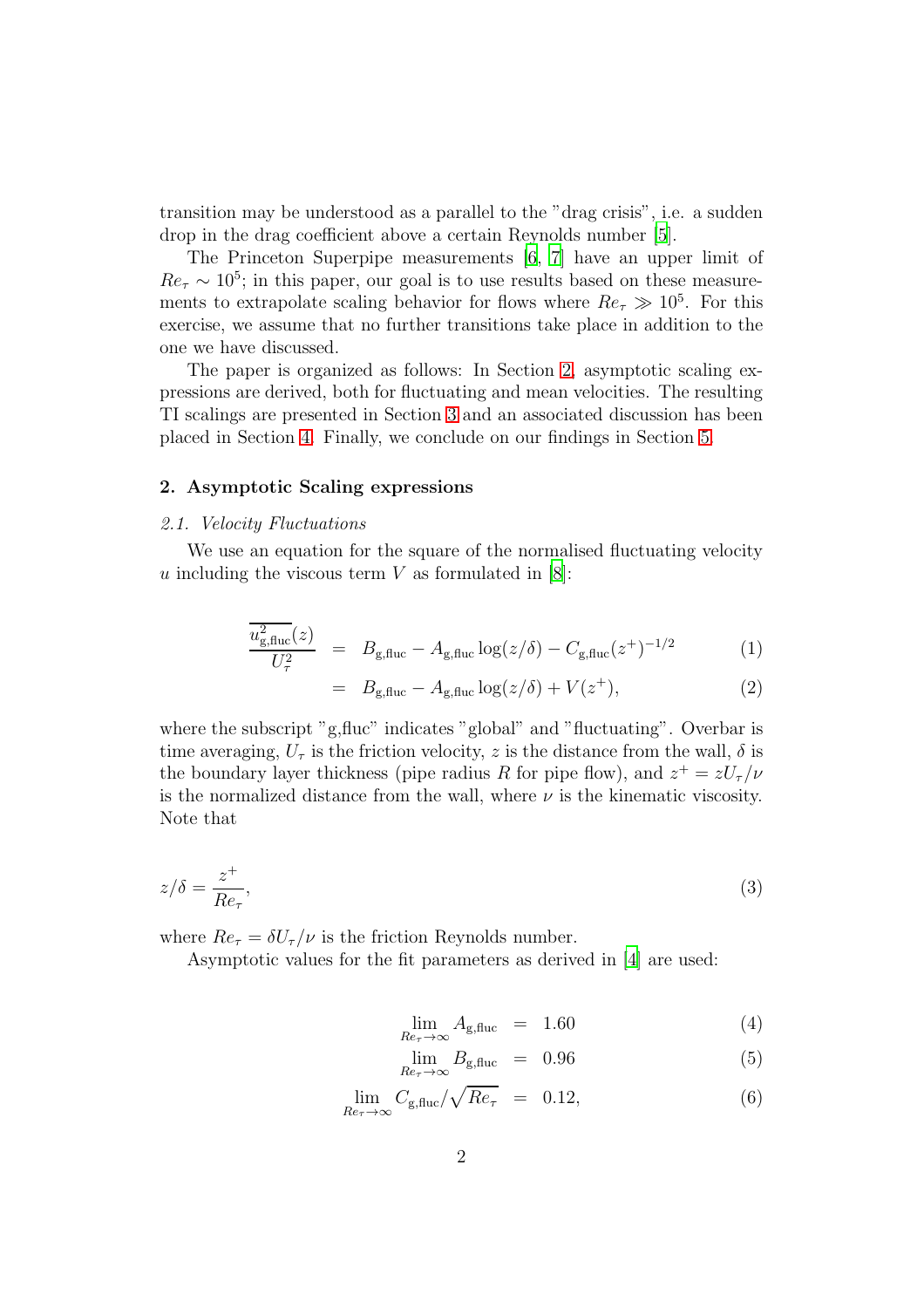transition may be understood as a parallel to the "drag crisis", i.e. a sudden drop in the drag coefficient above a certain Reynolds number [5].

The Princeton Superpipe measurements [6, 7] have an upper limit of $Re_\tau \sim 10^5$; in this paper, our goal is to use results based on these measurements to extrapolate scaling behavior for flows where $Re_\tau \gg 10^5$. For this exercise, we assume that no further transitions take place in addition to the one we have discussed.

The paper is organized as follows: In Section 2, asymptotic scaling expressions are derived, both for fluctuating and mean velocities. The resulting TI scalings are presented in Section 3 and an associated discussion has been placed in Section 4. Finally, we conclude on our findings in Section 5.

## 2. Asymptotic Scaling expressions

### *2.1. Velocity Fluctuations*

We use an equation for the square of the normalised fluctuating velocity $u$ including the viscous term $V$ as formulated in [8]:

$$\frac{\overline{u^2_{\rm g,fluc}}(z)}{U_\tau^2} = B_{\rm g,fluc} - A_{\rm g,fluc}\log(z/\delta) - C_{\rm g,fluc}(z^+)^{-1/2} \tag{1}$$

$$= B_{\rm g,fluc} - A_{\rm g,fluc}\log(z/\delta) + V(z^+), \tag{2}$$

where the subscript "g,fluc" indicates "global" and "fluctuating". Overbar is time averaging, $U_\tau$ is the friction velocity, $z$ is the distance from the wall, $\delta$ is the boundary layer thickness (pipe radius $R$ for pipe flow), and $z^+ = zU_\tau/\nu$ is the normalized distance from the wall, where $\nu$ is the kinematic viscosity. Note that

$$z/\delta = \frac{z^+}{Re_\tau}, \tag{3}$$

where $Re_\tau = \delta U_\tau/\nu$ is the friction Reynolds number.

Asymptotic values for the fit parameters as derived in [4] are used:

$$\lim_{Re_\tau\to\infty} A_{\rm g,fluc} = 1.60 \tag{4}$$

$$\lim_{Re_\tau\to\infty} B_{\rm g,fluc} = 0.96 \tag{5}$$

$$\lim_{Re_\tau\to\infty} C_{\rm g,fluc}/\sqrt{Re_\tau} = 0.12, \tag{6}$$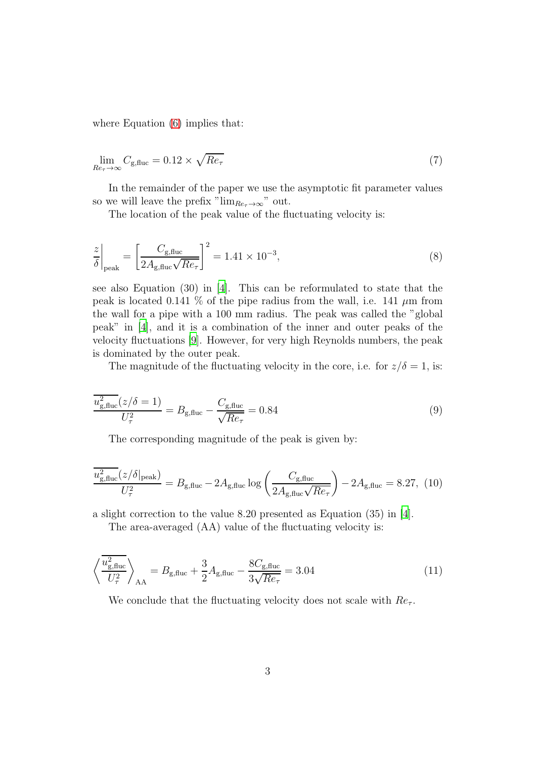where Equation (6) implies that:

$$\lim_{Re_\tau \to \infty} C_{\mathrm{g,fluc}} = 0.12 \times \sqrt{Re_\tau} \tag{7}$$

In the remainder of the paper we use the asymptotic fit parameter values so we will leave the prefix "$\lim_{Re_\tau \to \infty}$" out.

The location of the peak value of the fluctuating velocity is:

$$\left.\frac{z}{\delta}\right|_{\mathrm{peak}} = \left[\frac{C_{\mathrm{g,fluc}}}{2A_{\mathrm{g,fluc}}\sqrt{Re_\tau}}\right]^2 = 1.41 \times 10^{-3}, \tag{8}$$

see also Equation (30) in [4]. This can be reformulated to state that the peak is located 0.141 % of the pipe radius from the wall, i.e. 141 $\mu$m from the wall for a pipe with a 100 mm radius. The peak was called the "global peak" in [4], and it is a combination of the inner and outer peaks of the velocity fluctuations [9]. However, for very high Reynolds numbers, the peak is dominated by the outer peak.

The magnitude of the fluctuating velocity in the core, i.e. for $z/\delta = 1$, is:

$$\frac{\overline{u^2_{\mathrm{g,fluc}}}(z/\delta = 1)}{U_\tau^2} = B_{\mathrm{g,fluc}} - \frac{C_{\mathrm{g,fluc}}}{\sqrt{Re_\tau}} = 0.84 \tag{9}$$

The corresponding magnitude of the peak is given by:

$$\frac{\overline{u^2_{\mathrm{g,fluc}}}(z/\delta|_{\mathrm{peak}})}{U_\tau^2} = B_{\mathrm{g,fluc}} - 2A_{\mathrm{g,fluc}} \log\left(\frac{C_{\mathrm{g,fluc}}}{2A_{\mathrm{g,fluc}}\sqrt{Re_\tau}}\right) - 2A_{\mathrm{g,fluc}} = 8.27, \tag{10}$$

a slight correction to the value 8.20 presented as Equation (35) in [4].

The area-averaged (AA) value of the fluctuating velocity is:

$$\left\langle \frac{\overline{u^2_{\mathrm{g,fluc}}}}{U_\tau^2} \right\rangle_{\mathrm{AA}} = B_{\mathrm{g,fluc}} + \frac{3}{2}A_{\mathrm{g,fluc}} - \frac{8C_{\mathrm{g,fluc}}}{3\sqrt{Re_\tau}} = 3.04 \tag{11}$$

We conclude that the fluctuating velocity does not scale with $Re_\tau$.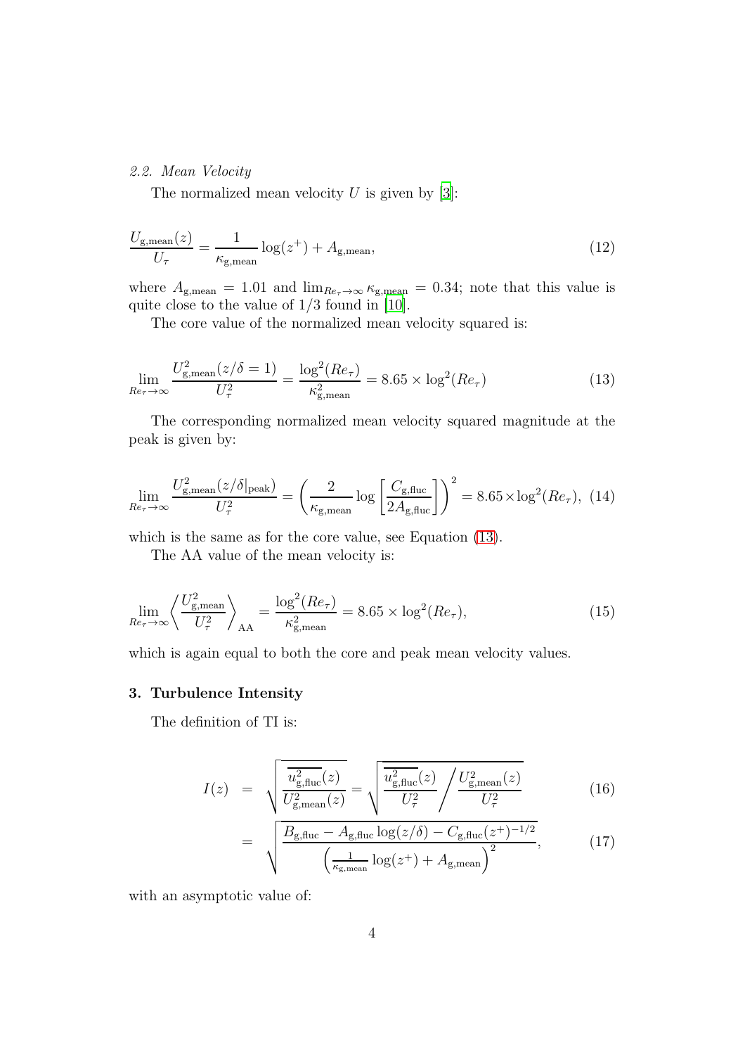*2.2. Mean Velocity*

The normalized mean velocity $U$ is given by [3]:

$$\frac{U_{\text{g,mean}}(z)}{U_\tau} = \frac{1}{\kappa_{\text{g,mean}}} \log(z^+) + A_{\text{g,mean}}, \tag{12}$$

where $A_{\text{g,mean}} = 1.01$ and $\lim_{Re_\tau \to \infty} \kappa_{\text{g,mean}} = 0.34$; note that this value is quite close to the value of $1/3$ found in [10].

The core value of the normalized mean velocity squared is:

$$\lim_{Re_\tau \to \infty} \frac{U^2_{\text{g,mean}}(z/\delta = 1)}{U^2_\tau} = \frac{\log^2(Re_\tau)}{\kappa^2_{\text{g,mean}}} = 8.65 \times \log^2(Re_\tau) \tag{13}$$

The corresponding normalized mean velocity squared magnitude at the peak is given by:

$$\lim_{Re_\tau \to \infty} \frac{U^2_{\text{g,mean}}(z/\delta|_{\text{peak}})}{U^2_\tau} = \left( \frac{2}{\kappa_{\text{g,mean}}} \log \left[ \frac{C_{\text{g,fluc}}}{2A_{\text{g,fluc}}} \right] \right)^2 = 8.65 \times \log^2(Re_\tau), \tag{14}$$

which is the same as for the core value, see Equation (13).

The AA value of the mean velocity is:

$$\lim_{Re_\tau \to \infty} \left\langle \frac{U^2_{\text{g,mean}}}{U^2_\tau} \right\rangle_{\text{AA}} = \frac{\log^2(Re_\tau)}{\kappa^2_{\text{g,mean}}} = 8.65 \times \log^2(Re_\tau), \tag{15}$$

which is again equal to both the core and peak mean velocity values.

## 3. Turbulence Intensity

The definition of TI is:

$$I(z) = \sqrt{\frac{\overline{u^2_{\text{g,fluc}}}(z)}{U^2_{\text{g,mean}}(z)}} = \sqrt{\frac{\overline{u^2_{\text{g,fluc}}}(z)}{U^2_\tau} \Bigg/ \frac{U^2_{\text{g,mean}}(z)}{U^2_\tau}} \tag{16}$$

$$= \sqrt{\frac{B_{\text{g,fluc}} - A_{\text{g,fluc}} \log(z/\delta) - C_{\text{g,fluc}}(z^+)^{-1/2}}{\left( \frac{1}{\kappa_{\text{g,mean}}} \log(z^+) + A_{\text{g,mean}} \right)^2}}, \tag{17}$$

with an asymptotic value of: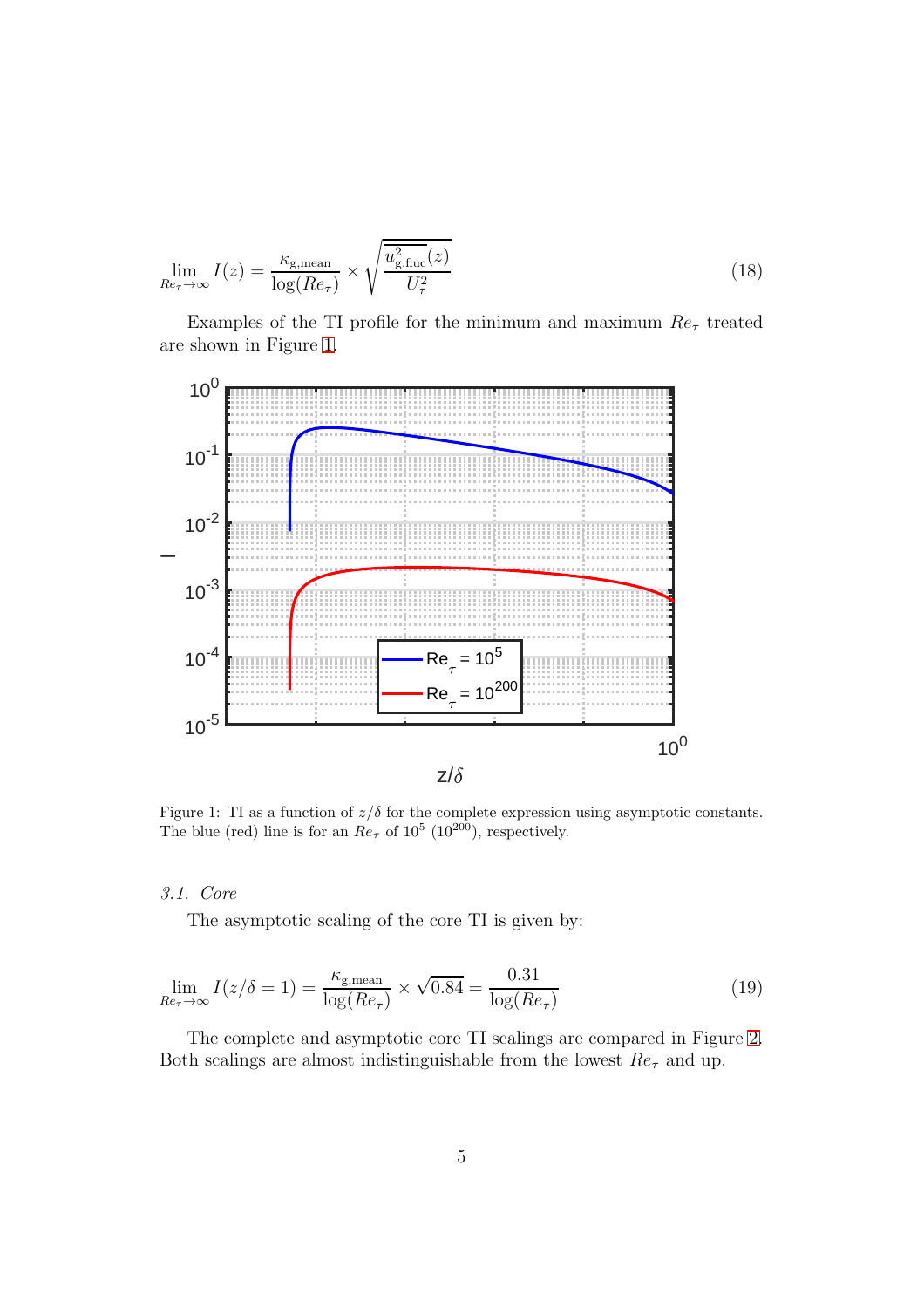$$\lim_{Re_\tau \to \infty} I(z) = \frac{\kappa_{\text{g,mean}}}{\log(Re_\tau)} \times \sqrt{\frac{\overline{u^2_{\text{g,fluc}}}(z)}{U_\tau^2}} \tag{18}$$

Examples of the TI profile for the minimum and maximum $Re_\tau$ treated are shown in Figure 1.

Figure 1: TI as a function of $z/\delta$ for the complete expression using asymptotic constants. The blue (red) line is for an $Re_\tau$ of $10^5$ ($10^{200}$), respectively.

### 3.1. Core

The asymptotic scaling of the core TI is given by:

$$\lim_{Re_\tau \to \infty} I(z/\delta = 1) = \frac{\kappa_{\text{g,mean}}}{\log(Re_\tau)} \times \sqrt{0.84} = \frac{0.31}{\log(Re_\tau)} \tag{19}$$

The complete and asymptotic core TI scalings are compared in Figure 2. Both scalings are almost indistinguishable from the lowest $Re_\tau$ and up.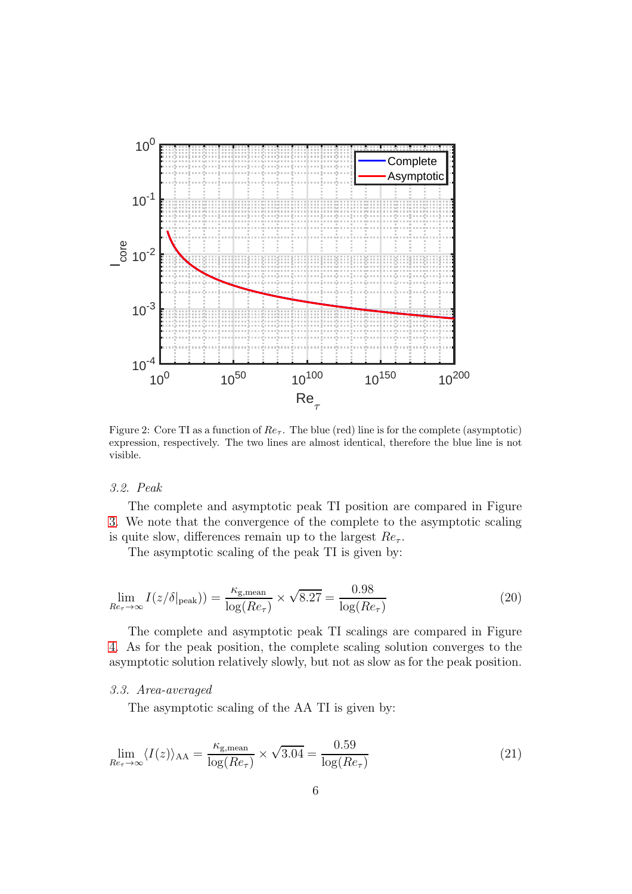Figure 2: Core TI as a function of $Re_\tau$. The blue (red) line is for the complete (asymptotic) expression, respectively. The two lines are almost identical, therefore the blue line is not visible.

### 3.2. Peak

The complete and asymptotic peak TI position are compared in Figure 3. We note that the convergence of the complete to the asymptotic scaling is quite slow, differences remain up to the largest $Re_\tau$.

The asymptotic scaling of the peak TI is given by:

$$\lim_{Re_\tau \to \infty} I(z/\delta|_{\text{peak}})) = \frac{\kappa_{\text{g,mean}}}{\log(Re_\tau)} \times \sqrt{8.27} = \frac{0.98}{\log(Re_\tau)} \tag{20}$$

The complete and asymptotic peak TI scalings are compared in Figure 4. As for the peak position, the complete scaling solution converges to the asymptotic solution relatively slowly, but not as slow as for the peak position.

### 3.3. Area-averaged

The asymptotic scaling of the AA TI is given by:

$$\lim_{Re_\tau \to \infty} \langle I(z) \rangle_{\text{AA}} = \frac{\kappa_{\text{g,mean}}}{\log(Re_\tau)} \times \sqrt{3.04} = \frac{0.59}{\log(Re_\tau)} \tag{21}$$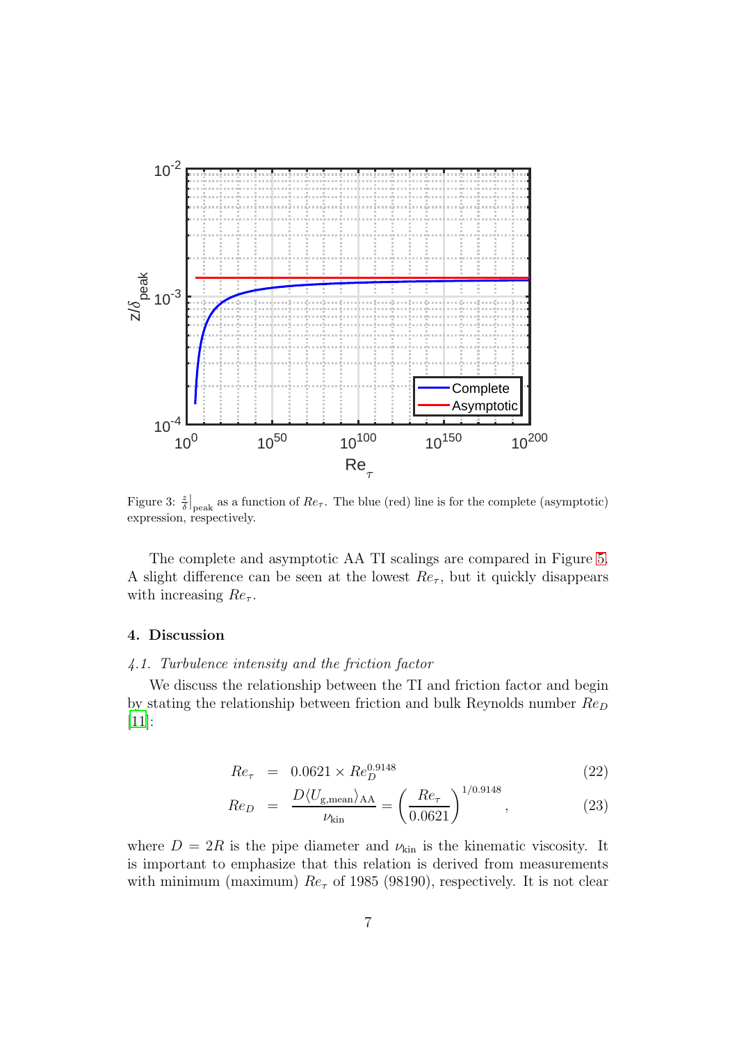Figure 3: $\frac{z}{\delta}\big|_{\text{peak}}$ as a function of $Re_\tau$. The blue (red) line is for the complete (asymptotic) expression, respectively.

The complete and asymptotic AA TI scalings are compared in Figure 5. A slight difference can be seen at the lowest $Re_\tau$, but it quickly disappears with increasing $Re_\tau$.

## 4. Discussion

### *4.1. Turbulence intensity and the friction factor*

We discuss the relationship between the TI and friction factor and begin by stating the relationship between friction and bulk Reynolds number $Re_D$ [11]:

$$Re_\tau = 0.0621 \times Re_D^{0.9148} \tag{22}$$

$$Re_D = \frac{D \langle U_{\text{g,mean}} \rangle_{\text{AA}}}{\nu_{\text{kin}}} = \left( \frac{Re_\tau}{0.0621} \right)^{1/0.9148}, \tag{23}$$

where $D = 2R$ is the pipe diameter and $\nu_{\text{kin}}$ is the kinematic viscosity. It is important to emphasize that this relation is derived from measurements with minimum (maximum) $Re_\tau$ of 1985 (98190), respectively. It is not clear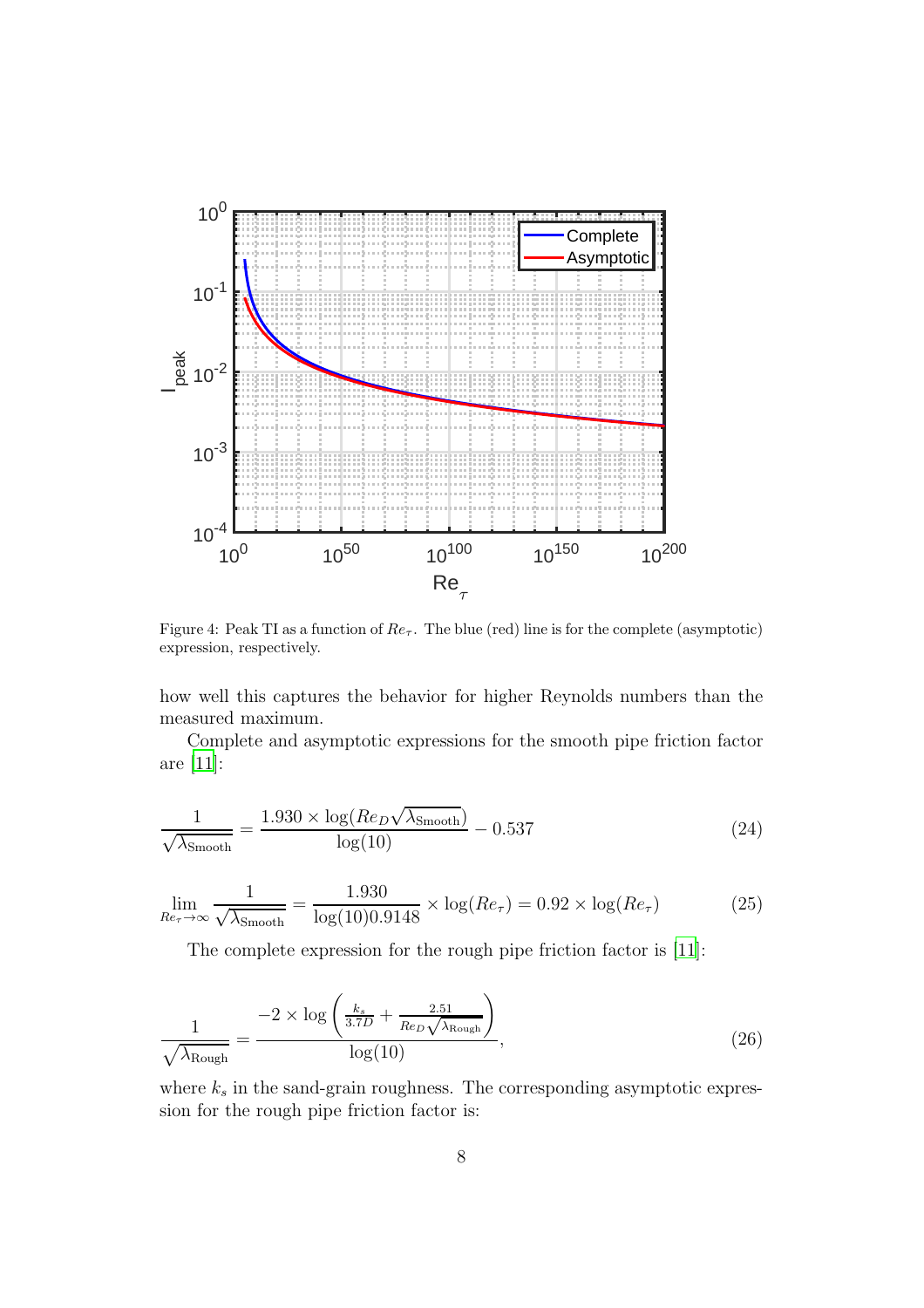Figure 4: Peak TI as a function of $Re_\tau$. The blue (red) line is for the complete (asymptotic) expression, respectively.

how well this captures the behavior for higher Reynolds numbers than the measured maximum.

Complete and asymptotic expressions for the smooth pipe friction factor are [11]:

$$\frac{1}{\sqrt{\lambda_{\text{Smooth}}}} = \frac{1.930 \times \log(Re_D \sqrt{\lambda_{\text{Smooth}}})}{\log(10)} - 0.537 \tag{24}$$

$$\lim_{Re_\tau \to \infty} \frac{1}{\sqrt{\lambda_{\text{Smooth}}}} = \frac{1.930}{\log(10)0.9148} \times \log(Re_\tau) = 0.92 \times \log(Re_\tau) \tag{25}$$

The complete expression for the rough pipe friction factor is [11]:

$$\frac{1}{\sqrt{\lambda_{\text{Rough}}}} = \frac{-2 \times \log\left(\frac{k_s}{3.7D} + \frac{2.51}{Re_D \sqrt{\lambda_{\text{Rough}}}}\right)}{\log(10)}, \tag{26}$$

where $k_s$ in the sand-grain roughness. The corresponding asymptotic expression for the rough pipe friction factor is: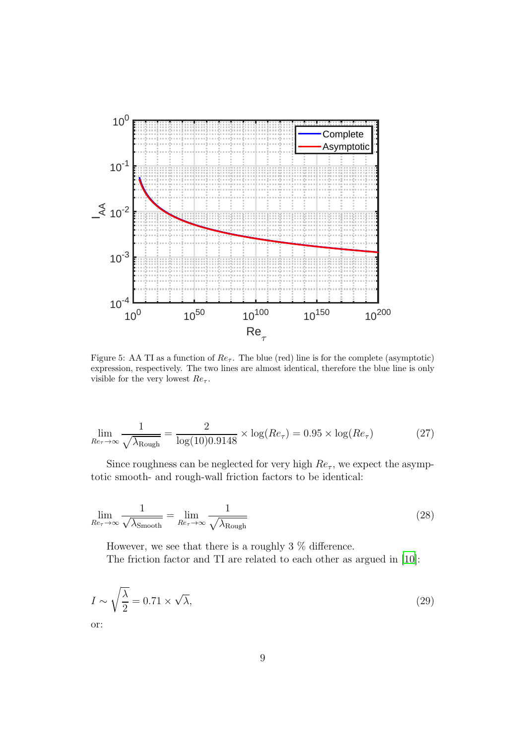Figure 5: AA TI as a function of $Re_\tau$. The blue (red) line is for the complete (asymptotic) expression, respectively. The two lines are almost identical, therefore the blue line is only visible for the very lowest $Re_\tau$.

$$\lim_{Re_\tau \to \infty} \frac{1}{\sqrt{\lambda_{\text{Rough}}}} = \frac{2}{\log(10)0.9148} \times \log(Re_\tau) = 0.95 \times \log(Re_\tau) \tag{27}$$

Since roughness can be neglected for very high $Re_\tau$, we expect the asymptotic smooth- and rough-wall friction factors to be identical:

$$\lim_{Re_\tau \to \infty} \frac{1}{\sqrt{\lambda_{\text{Smooth}}}} = \lim_{Re_\tau \to \infty} \frac{1}{\sqrt{\lambda_{\text{Rough}}}} \tag{28}$$

However, we see that there is a roughly 3 % difference.

The friction factor and TI are related to each other as argued in [10]:

$$I \sim \sqrt{\frac{\lambda}{2}} = 0.71 \times \sqrt{\lambda}, \tag{29}$$

or: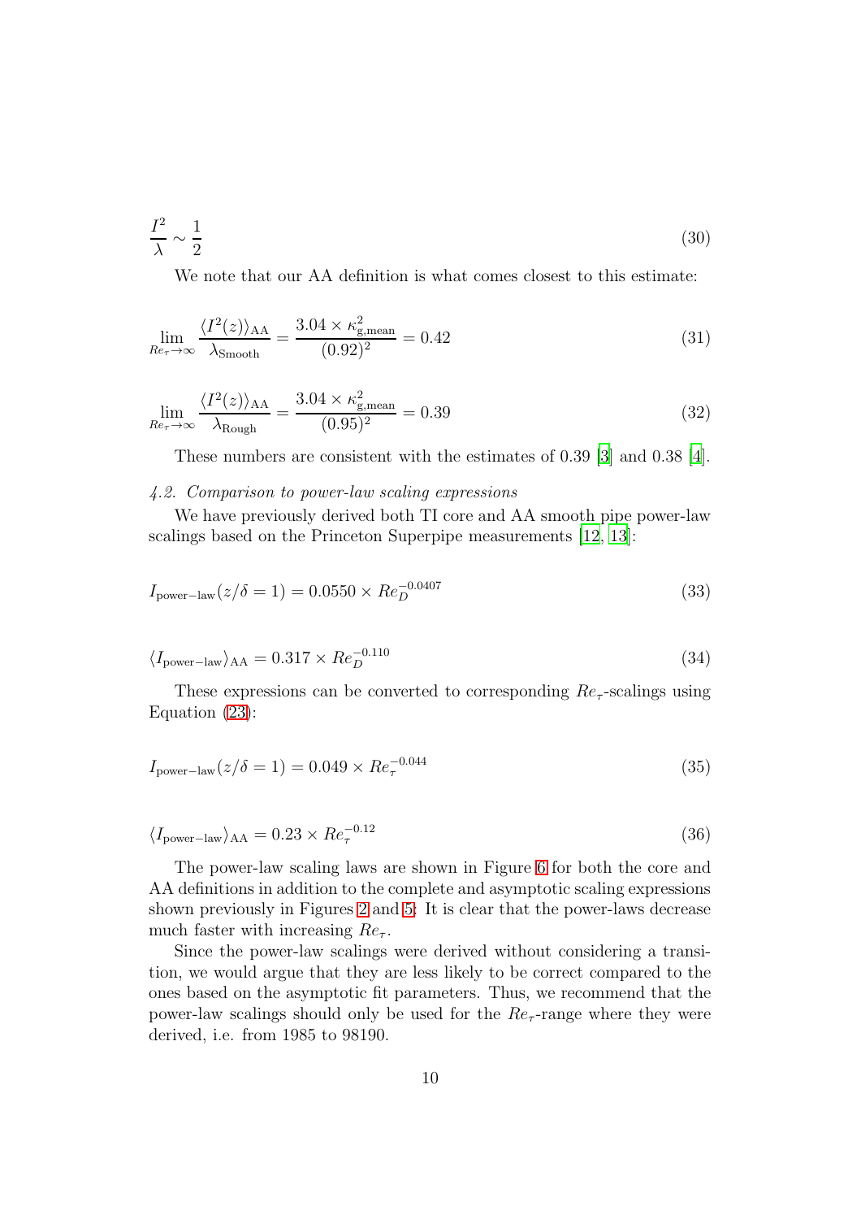$$\frac{I^2}{\lambda} \sim \frac{1}{2} \tag{30}$$

We note that our AA definition is what comes closest to this estimate:

$$\lim_{Re_\tau \to \infty} \frac{\langle I^2(z) \rangle_{\text{AA}}}{\lambda_{\text{Smooth}}} = \frac{3.04 \times \kappa^2_{\text{g,mean}}}{(0.92)^2} = 0.42 \tag{31}$$

$$\lim_{Re_\tau \to \infty} \frac{\langle I^2(z) \rangle_{\text{AA}}}{\lambda_{\text{Rough}}} = \frac{3.04 \times \kappa^2_{\text{g,mean}}}{(0.95)^2} = 0.39 \tag{32}$$

These numbers are consistent with the estimates of 0.39 [3] and 0.38 [4].

### *4.2. Comparison to power-law scaling expressions*

We have previously derived both TI core and AA smooth pipe power-law scalings based on the Princeton Superpipe measurements [12, 13]:

$$I_{\text{power-law}}(z/\delta = 1) = 0.0550 \times Re_D^{-0.0407} \tag{33}$$

$$\langle I_{\text{power-law}} \rangle_{\text{AA}} = 0.317 \times Re_D^{-0.110} \tag{34}$$

These expressions can be converted to corresponding $Re_\tau$-scalings using Equation (23):

$$I_{\text{power-law}}(z/\delta = 1) = 0.049 \times Re_\tau^{-0.044} \tag{35}$$

$$\langle I_{\text{power-law}} \rangle_{\text{AA}} = 0.23 \times Re_\tau^{-0.12} \tag{36}$$

The power-law scaling laws are shown in Figure 6 for both the core and AA definitions in addition to the complete and asymptotic scaling expressions shown previously in Figures 2 and 5: It is clear that the power-laws decrease much faster with increasing $Re_\tau$.

Since the power-law scalings were derived without considering a transition, we would argue that they are less likely to be correct compared to the ones based on the asymptotic fit parameters. Thus, we recommend that the power-law scalings should only be used for the $Re_\tau$-range where they were derived, i.e. from 1985 to 98190.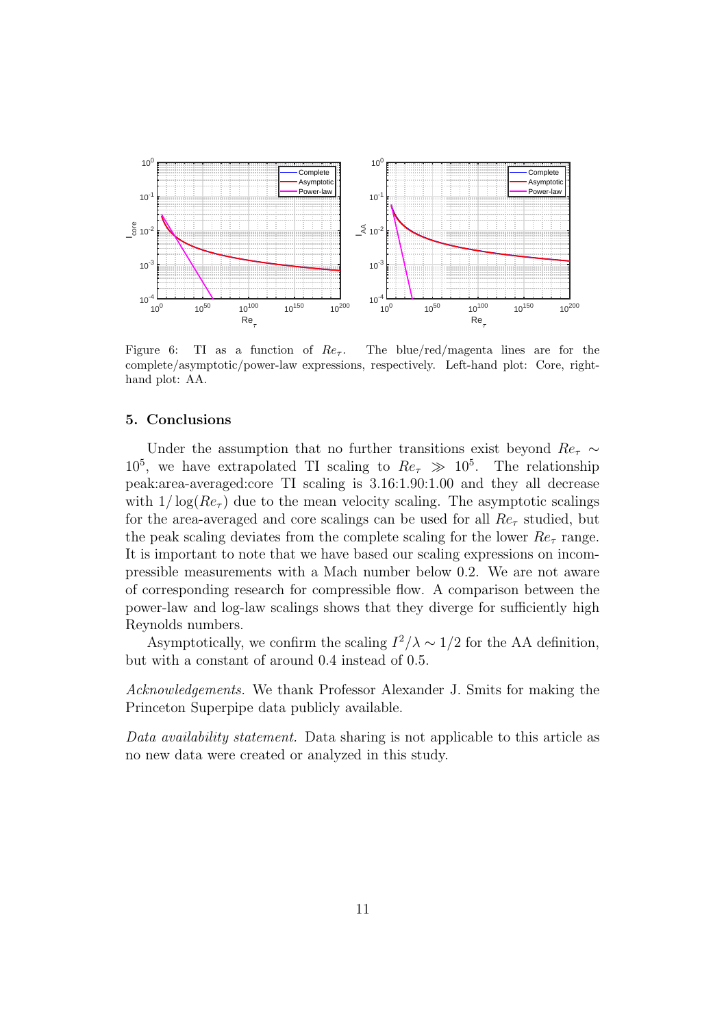Figure 6: TI as a function of $Re_\tau$. The blue/red/magenta lines are for the complete/asymptotic/power-law expressions, respectively. Left-hand plot: Core, right-hand plot: AA.

## 5. Conclusions

Under the assumption that no further transitions exist beyond $Re_\tau \sim 10^5$, we have extrapolated TI scaling to $Re_\tau \gg 10^5$. The relationship peak:area-averaged:core TI scaling is 3.16:1.90:1.00 and they all decrease with $1/\log(Re_\tau)$ due to the mean velocity scaling. The asymptotic scalings for the area-averaged and core scalings can be used for all $Re_\tau$ studied, but the peak scaling deviates from the complete scaling for the lower $Re_\tau$ range. It is important to note that we have based our scaling expressions on incompressible measurements with a Mach number below 0.2. We are not aware of corresponding research for compressible flow. A comparison between the power-law and log-law scalings shows that they diverge for sufficiently high Reynolds numbers.

Asymptotically, we confirm the scaling $I^2/\lambda \sim 1/2$ for the AA definition, but with a constant of around 0.4 instead of 0.5.

*Acknowledgements.* We thank Professor Alexander J. Smits for making the Princeton Superpipe data publicly available.

*Data availability statement.* Data sharing is not applicable to this article as no new data were created or analyzed in this study.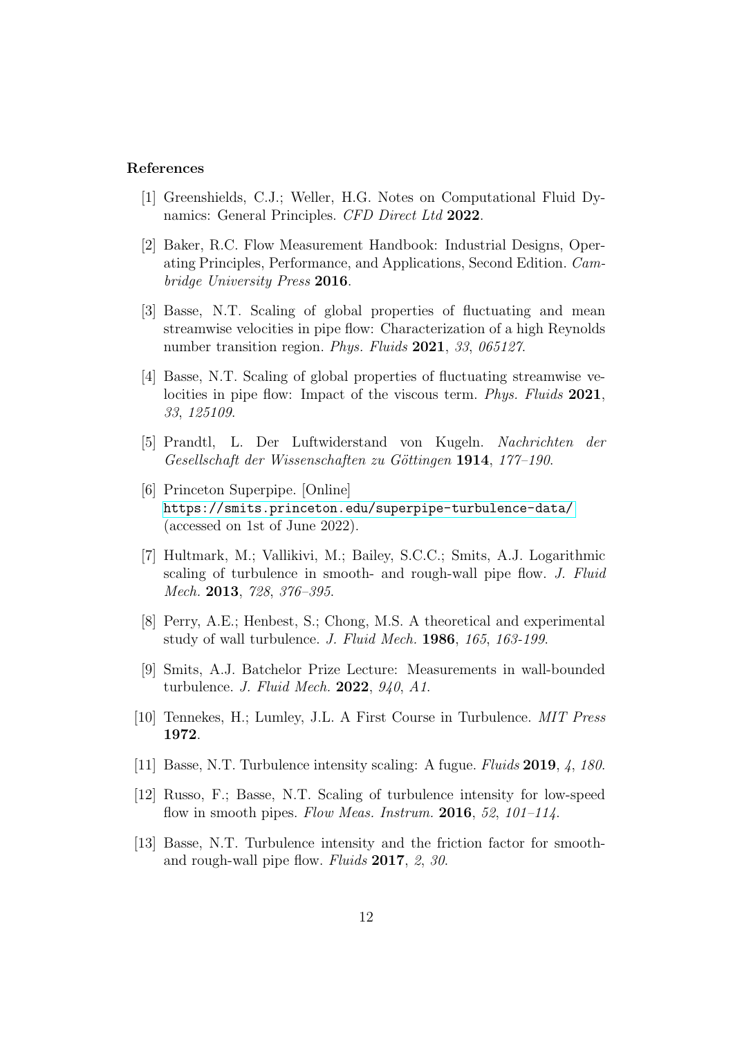## References

[1] Greenshields, C.J.; Weller, H.G. Notes on Computational Fluid Dynamics: General Principles. *CFD Direct Ltd* **2022**.

[2] Baker, R.C. Flow Measurement Handbook: Industrial Designs, Operating Principles, Performance, and Applications, Second Edition. *Cambridge University Press* **2016**.

[3] Basse, N.T. Scaling of global properties of fluctuating and mean streamwise velocities in pipe flow: Characterization of a high Reynolds number transition region. *Phys. Fluids* **2021**, *33*, *065127*.

[4] Basse, N.T. Scaling of global properties of fluctuating streamwise velocities in pipe flow: Impact of the viscous term. *Phys. Fluids* **2021**, *33*, *125109*.

[5] Prandtl, L. Der Luftwiderstand von Kugeln. *Nachrichten der Gesellschaft der Wissenschaften zu Göttingen* **1914**, *177–190*.

[6] Princeton Superpipe. [Online] https://smits.princeton.edu/superpipe-turbulence-data/ (accessed on 1st of June 2022).

[7] Hultmark, M.; Vallikivi, M.; Bailey, S.C.C.; Smits, A.J. Logarithmic scaling of turbulence in smooth- and rough-wall pipe flow. *J. Fluid Mech.* **2013**, *728*, *376–395*.

[8] Perry, A.E.; Henbest, S.; Chong, M.S. A theoretical and experimental study of wall turbulence. *J. Fluid Mech.* **1986**, *165*, *163-199*.

[9] Smits, A.J. Batchelor Prize Lecture: Measurements in wall-bounded turbulence. *J. Fluid Mech.* **2022**, *940*, *A1*.

[10] Tennekes, H.; Lumley, J.L. A First Course in Turbulence. *MIT Press* **1972**.

[11] Basse, N.T. Turbulence intensity scaling: A fugue. *Fluids* **2019**, *4*, *180*.

[12] Russo, F.; Basse, N.T. Scaling of turbulence intensity for low-speed flow in smooth pipes. *Flow Meas. Instrum.* **2016**, *52*, *101–114*.

[13] Basse, N.T. Turbulence intensity and the friction factor for smooth- and rough-wall pipe flow. *Fluids* **2017**, *2*, *30*.